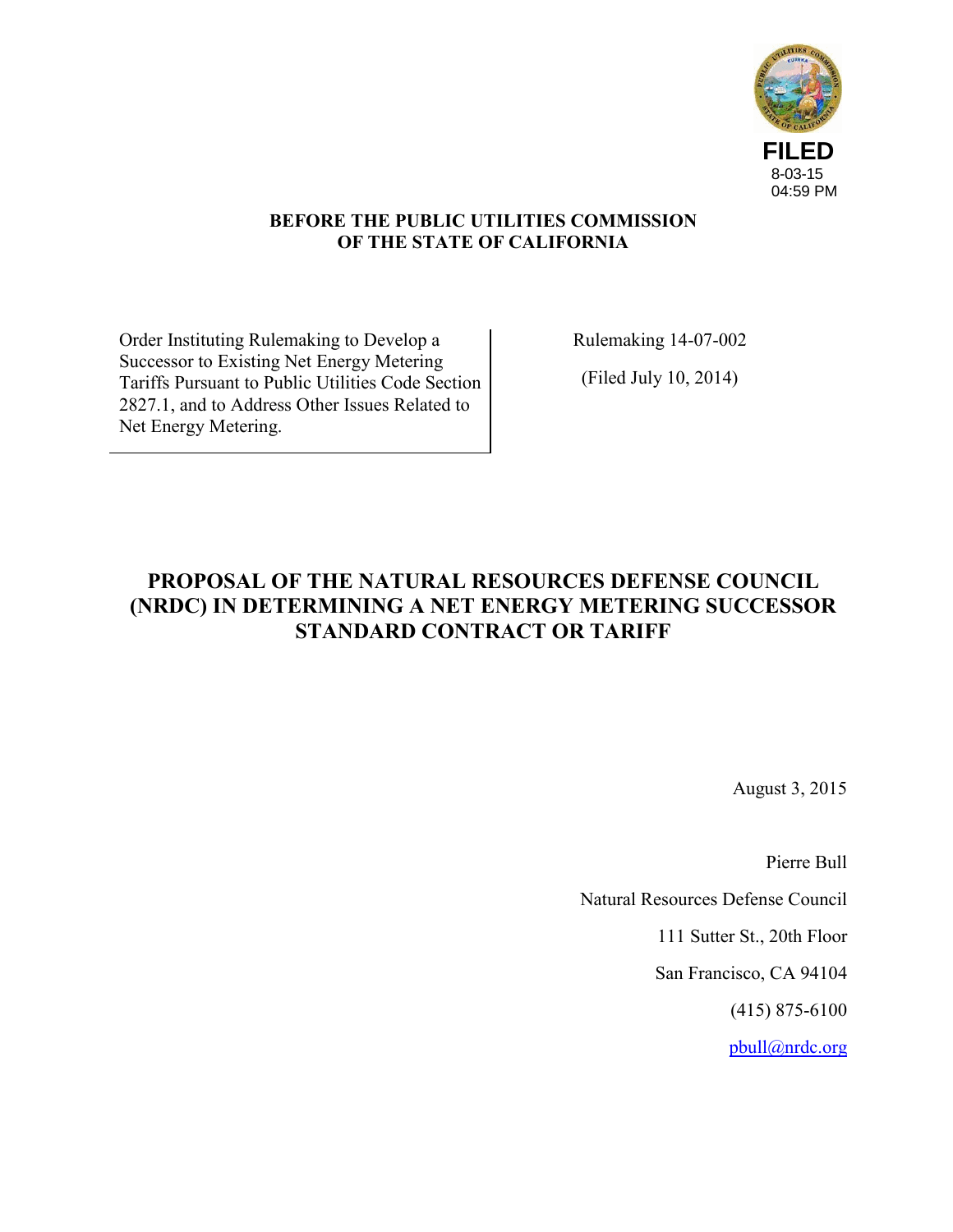FILED
8-03-15
04:59 PM

**BEFORE THE PUBLIC UTILITIES COMMISSION OF THE STATE OF CALIFORNIA**

| | |
|---|---|
| Order Instituting Rulemaking to Develop a Successor to Existing Net Energy Metering Tariffs Pursuant to Public Utilities Code Section 2827.1, and to Address Other Issues Related to Net Energy Metering. | Rulemaking 14-07-002<br><br>(Filed July 10, 2014) |

# PROPOSAL OF THE NATURAL RESOURCES DEFENSE COUNCIL (NRDC) IN DETERMINING A NET ENERGY METERING SUCCESSOR STANDARD CONTRACT OR TARIFF

August 3, 2015

Pierre Bull

Natural Resources Defense Council

111 Sutter St., 20th Floor

San Francisco, CA 94104

(415) 875-6100

pbull@nrdc.org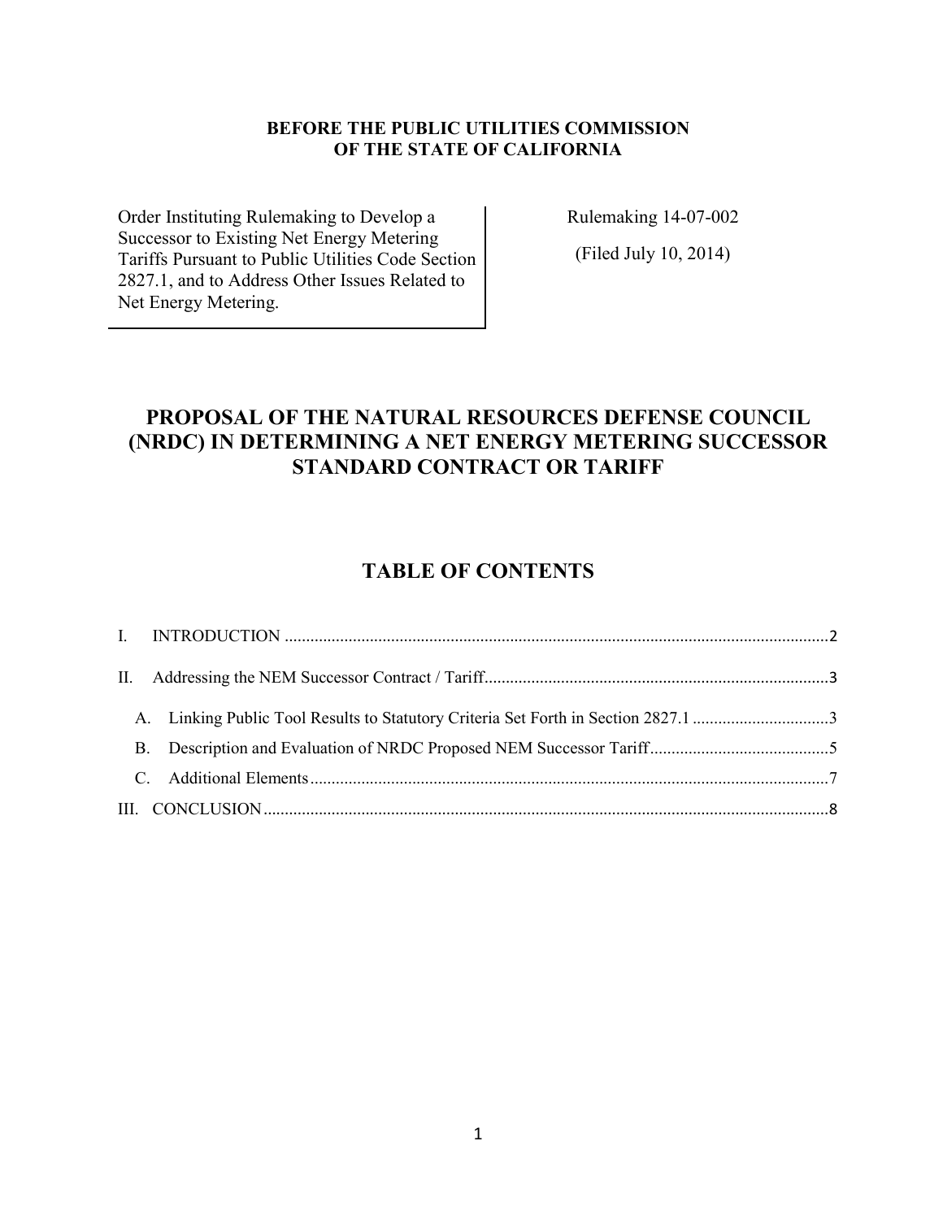**BEFORE THE PUBLIC UTILITIES COMMISSION OF THE STATE OF CALIFORNIA**

| Order Instituting Rulemaking to Develop a Successor to Existing Net Energy Metering Tariffs Pursuant to Public Utilities Code Section 2827.1, and to Address Other Issues Related to Net Energy Metering. | Rulemaking 14-07-002 (Filed July 10, 2014) |
| --- | --- |

# PROPOSAL OF THE NATURAL RESOURCES DEFENSE COUNCIL (NRDC) IN DETERMINING A NET ENERGY METERING SUCCESSOR STANDARD CONTRACT OR TARIFF

## TABLE OF CONTENTS

I. INTRODUCTION ....................................................................................................................2

II. Addressing the NEM Successor Contract / Tariff.....................................................................3

- A. Linking Public Tool Results to Statutory Criteria Set Forth in Section 2827.1 ....................3
- B. Description and Evaluation of NRDC Proposed NEM Successor Tariff................................5
- C. Additional Elements.........................................................................................................7

III. CONCLUSION.........................................................................................................................8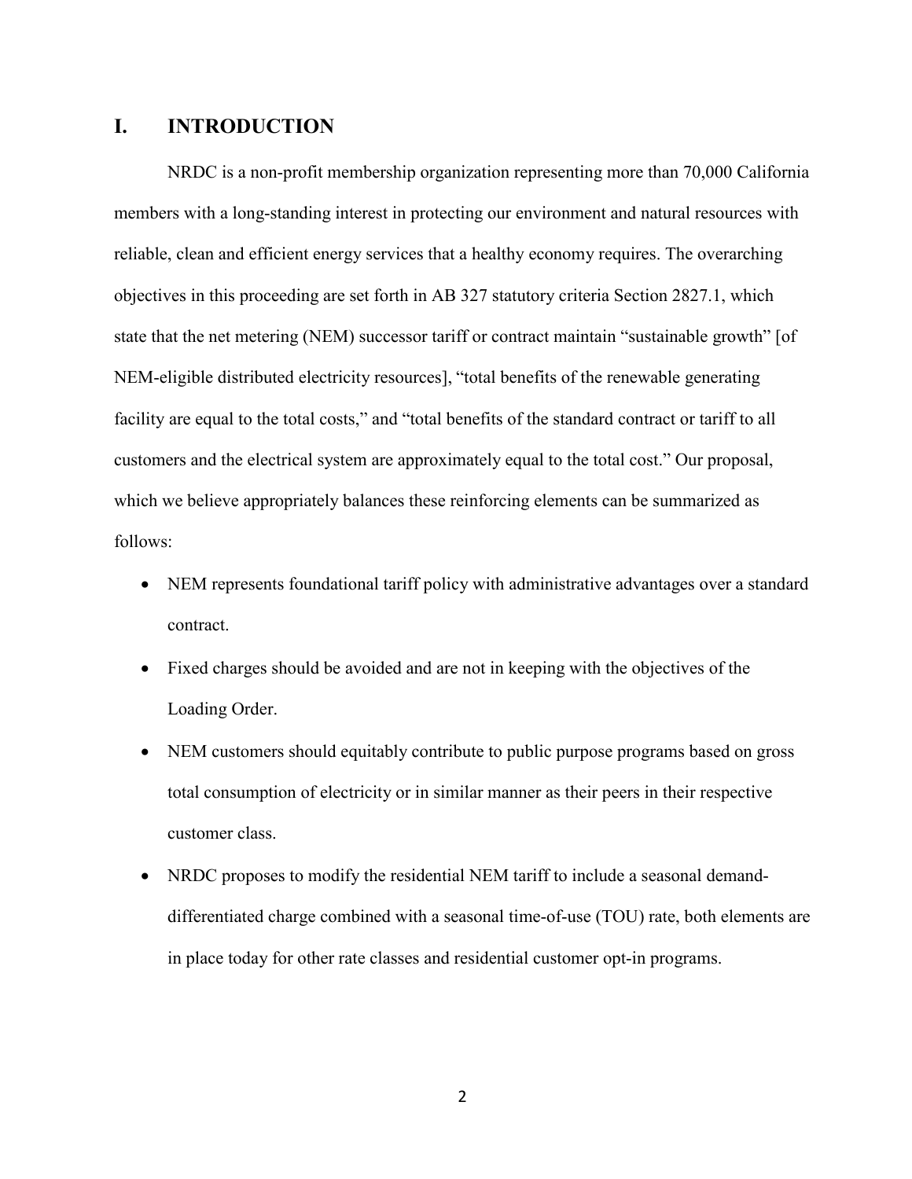## I. INTRODUCTION

NRDC is a non-profit membership organization representing more than 70,000 California members with a long-standing interest in protecting our environment and natural resources with reliable, clean and efficient energy services that a healthy economy requires. The overarching objectives in this proceeding are set forth in AB 327 statutory criteria Section 2827.1, which state that the net metering (NEM) successor tariff or contract maintain "sustainable growth" [of NEM-eligible distributed electricity resources], "total benefits of the renewable generating facility are equal to the total costs," and "total benefits of the standard contract or tariff to all customers and the electrical system are approximately equal to the total cost." Our proposal, which we believe appropriately balances these reinforcing elements can be summarized as follows:

- NEM represents foundational tariff policy with administrative advantages over a standard contract.
- Fixed charges should be avoided and are not in keeping with the objectives of the Loading Order.
- NEM customers should equitably contribute to public purpose programs based on gross total consumption of electricity or in similar manner as their peers in their respective customer class.
- NRDC proposes to modify the residential NEM tariff to include a seasonal demand-differentiated charge combined with a seasonal time-of-use (TOU) rate, both elements are in place today for other rate classes and residential customer opt-in programs.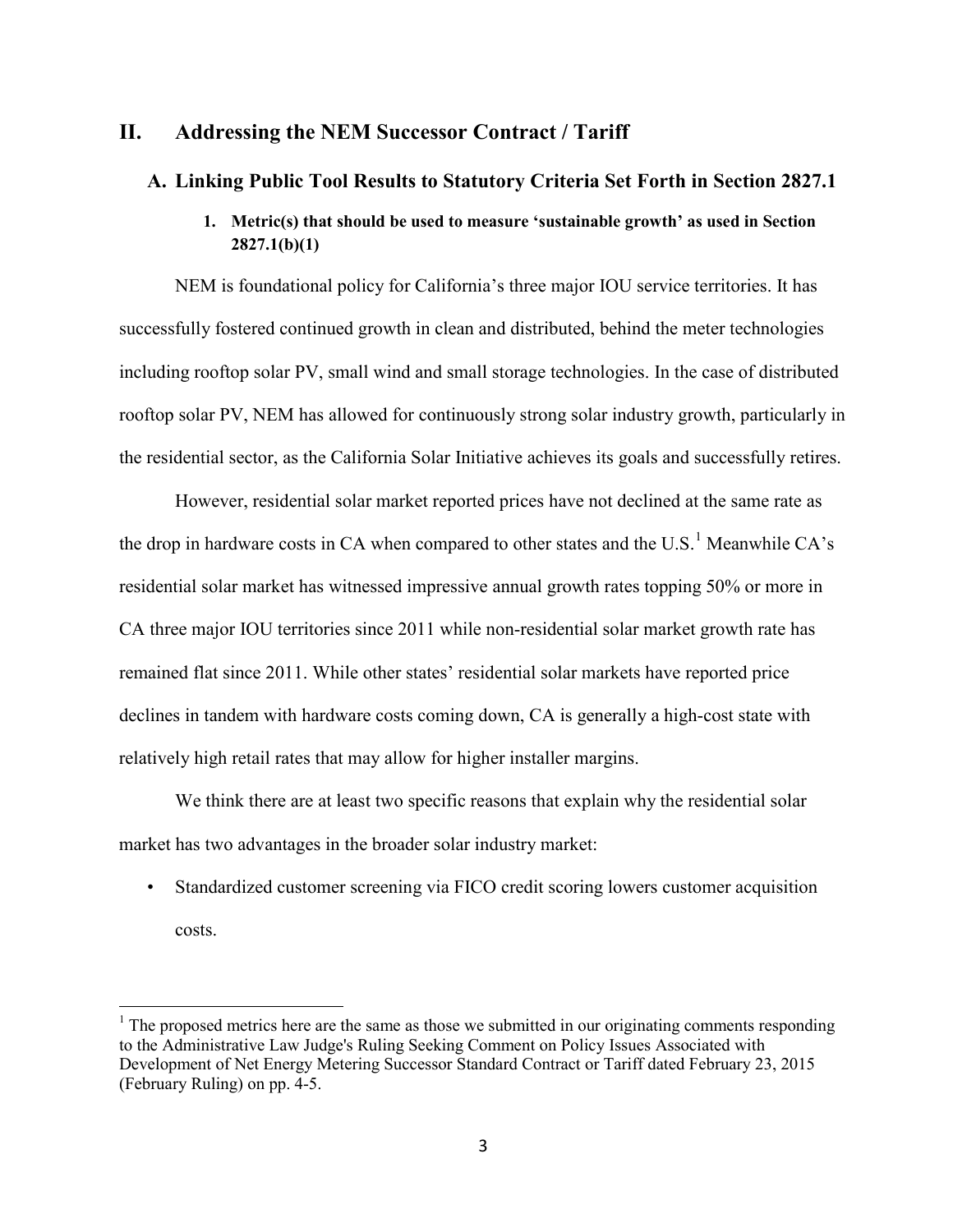## II. Addressing the NEM Successor Contract / Tariff

### A. Linking Public Tool Results to Statutory Criteria Set Forth in Section 2827.1

#### 1. Metric(s) that should be used to measure 'sustainable growth' as used in Section 2827.1(b)(1)

NEM is foundational policy for California's three major IOU service territories. It has successfully fostered continued growth in clean and distributed, behind the meter technologies including rooftop solar PV, small wind and small storage technologies. In the case of distributed rooftop solar PV, NEM has allowed for continuously strong solar industry growth, particularly in the residential sector, as the California Solar Initiative achieves its goals and successfully retires.

However, residential solar market reported prices have not declined at the same rate as the drop in hardware costs in CA when compared to other states and the U.S.[1] Meanwhile CA's residential solar market has witnessed impressive annual growth rates topping 50% or more in CA three major IOU territories since 2011 while non-residential solar market growth rate has remained flat since 2011. While other states' residential solar markets have reported price declines in tandem with hardware costs coming down, CA is generally a high-cost state with relatively high retail rates that may allow for higher installer margins.

We think there are at least two specific reasons that explain why the residential solar market has two advantages in the broader solar industry market:

- Standardized customer screening via FICO credit scoring lowers customer acquisition costs.

[1] The proposed metrics here are the same as those we submitted in our originating comments responding to the Administrative Law Judge's Ruling Seeking Comment on Policy Issues Associated with Development of Net Energy Metering Successor Standard Contract or Tariff dated February 23, 2015 (February Ruling) on pp. 4-5.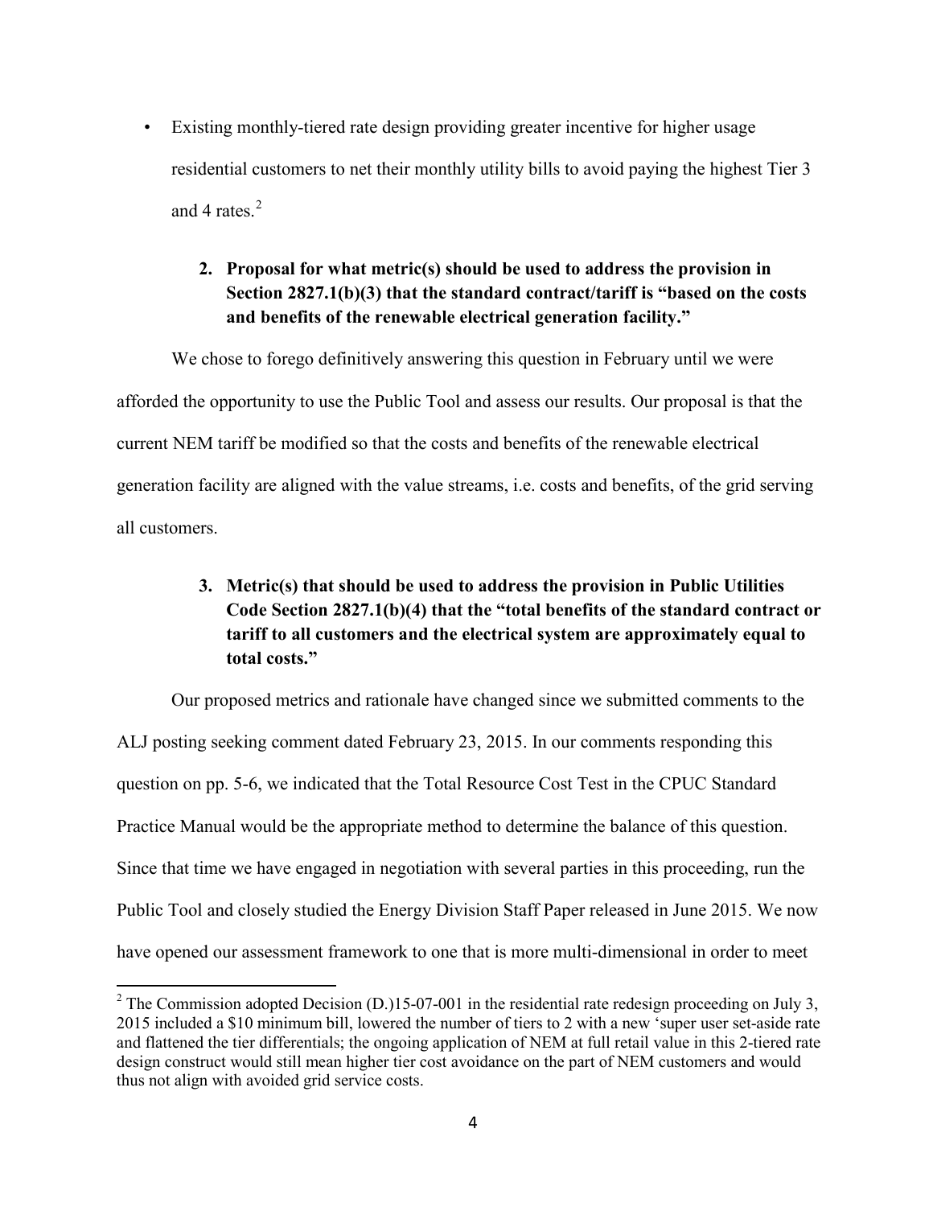- Existing monthly-tiered rate design providing greater incentive for higher usage residential customers to net their monthly utility bills to avoid paying the highest Tier 3 and 4 rates.[2]

**2. Proposal for what metric(s) should be used to address the provision in Section 2827.1(b)(3) that the standard contract/tariff is "based on the costs and benefits of the renewable electrical generation facility."**

We chose to forego definitively answering this question in February until we were afforded the opportunity to use the Public Tool and assess our results. Our proposal is that the current NEM tariff be modified so that the costs and benefits of the renewable electrical generation facility are aligned with the value streams, i.e. costs and benefits, of the grid serving all customers.

**3. Metric(s) that should be used to address the provision in Public Utilities Code Section 2827.1(b)(4) that the "total benefits of the standard contract or tariff to all customers and the electrical system are approximately equal to total costs."**

Our proposed metrics and rationale have changed since we submitted comments to the ALJ posting seeking comment dated February 23, 2015. In our comments responding this question on pp. 5-6, we indicated that the Total Resource Cost Test in the CPUC Standard Practice Manual would be the appropriate method to determine the balance of this question. Since that time we have engaged in negotiation with several parties in this proceeding, run the Public Tool and closely studied the Energy Division Staff Paper released in June 2015. We now have opened our assessment framework to one that is more multi-dimensional in order to meet

[2] The Commission adopted Decision (D.)15-07-001 in the residential rate redesign proceeding on July 3, 2015 included a $10 minimum bill, lowered the number of tiers to 2 with a new 'super user set-aside rate and flattened the tier differentials; the ongoing application of NEM at full retail value in this 2-tiered rate design construct would still mean higher tier cost avoidance on the part of NEM customers and would thus not align with avoided grid service costs.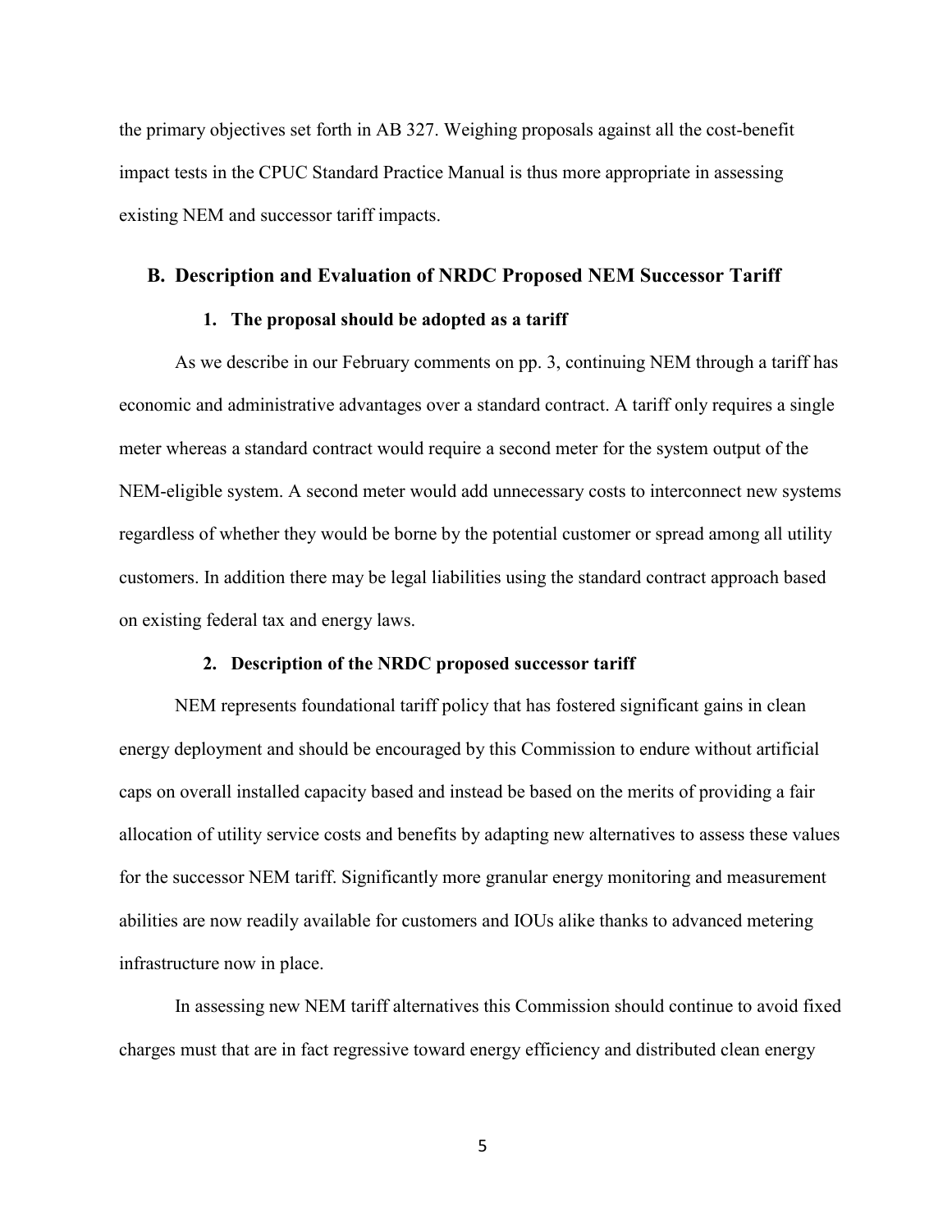the primary objectives set forth in AB 327. Weighing proposals against all the cost-benefit impact tests in the CPUC Standard Practice Manual is thus more appropriate in assessing existing NEM and successor tariff impacts.

## B. Description and Evaluation of NRDC Proposed NEM Successor Tariff

### 1. The proposal should be adopted as a tariff

As we describe in our February comments on pp. 3, continuing NEM through a tariff has economic and administrative advantages over a standard contract. A tariff only requires a single meter whereas a standard contract would require a second meter for the system output of the NEM-eligible system. A second meter would add unnecessary costs to interconnect new systems regardless of whether they would be borne by the potential customer or spread among all utility customers. In addition there may be legal liabilities using the standard contract approach based on existing federal tax and energy laws.

### 2. Description of the NRDC proposed successor tariff

NEM represents foundational tariff policy that has fostered significant gains in clean energy deployment and should be encouraged by this Commission to endure without artificial caps on overall installed capacity based and instead be based on the merits of providing a fair allocation of utility service costs and benefits by adapting new alternatives to assess these values for the successor NEM tariff. Significantly more granular energy monitoring and measurement abilities are now readily available for customers and IOUs alike thanks to advanced metering infrastructure now in place.

In assessing new NEM tariff alternatives this Commission should continue to avoid fixed charges must that are in fact regressive toward energy efficiency and distributed clean energy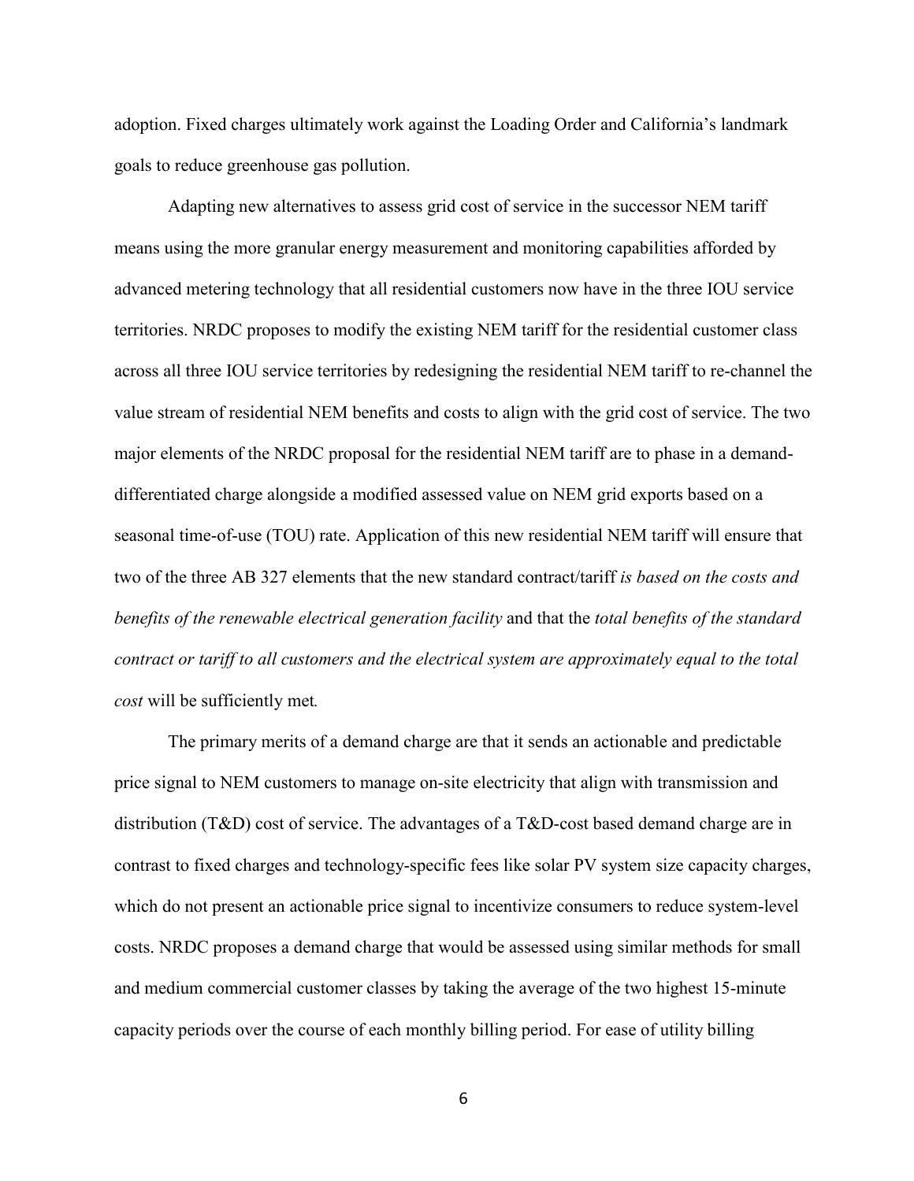adoption. Fixed charges ultimately work against the Loading Order and California's landmark goals to reduce greenhouse gas pollution.

Adapting new alternatives to assess grid cost of service in the successor NEM tariff means using the more granular energy measurement and monitoring capabilities afforded by advanced metering technology that all residential customers now have in the three IOU service territories. NRDC proposes to modify the existing NEM tariff for the residential customer class across all three IOU service territories by redesigning the residential NEM tariff to re-channel the value stream of residential NEM benefits and costs to align with the grid cost of service. The two major elements of the NRDC proposal for the residential NEM tariff are to phase in a demand-differentiated charge alongside a modified assessed value on NEM grid exports based on a seasonal time-of-use (TOU) rate. Application of this new residential NEM tariff will ensure that two of the three AB 327 elements that the new standard contract/tariff *is based on the costs and benefits of the renewable electrical generation facility* and that the *total benefits of the standard contract or tariff to all customers and the electrical system are approximately equal to the total cost* will be sufficiently met*.*

The primary merits of a demand charge are that it sends an actionable and predictable price signal to NEM customers to manage on-site electricity that align with transmission and distribution (T&D) cost of service. The advantages of a T&D-cost based demand charge are in contrast to fixed charges and technology-specific fees like solar PV system size capacity charges, which do not present an actionable price signal to incentivize consumers to reduce system-level costs. NRDC proposes a demand charge that would be assessed using similar methods for small and medium commercial customer classes by taking the average of the two highest 15-minute capacity periods over the course of each monthly billing period. For ease of utility billing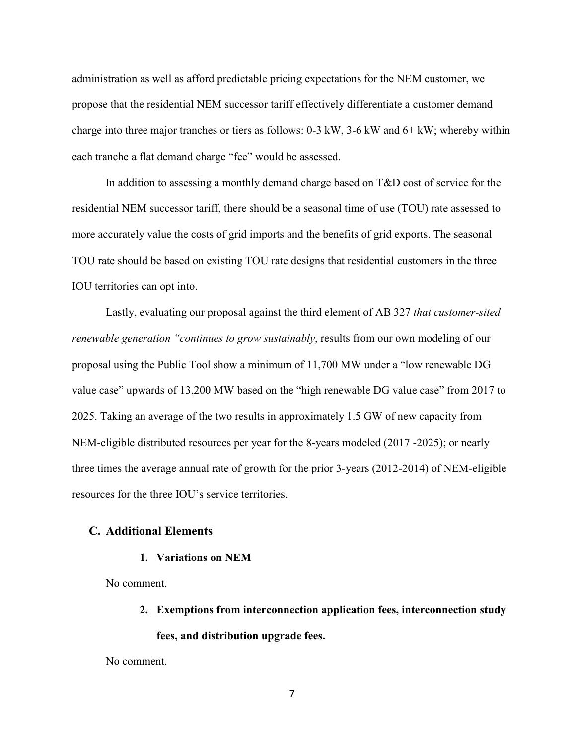administration as well as afford predictable pricing expectations for the NEM customer, we propose that the residential NEM successor tariff effectively differentiate a customer demand charge into three major tranches or tiers as follows: 0-3 kW, 3-6 kW and 6+ kW; whereby within each tranche a flat demand charge "fee" would be assessed.

In addition to assessing a monthly demand charge based on T&D cost of service for the residential NEM successor tariff, there should be a seasonal time of use (TOU) rate assessed to more accurately value the costs of grid imports and the benefits of grid exports. The seasonal TOU rate should be based on existing TOU rate designs that residential customers in the three IOU territories can opt into.

Lastly, evaluating our proposal against the third element of AB 327 *that customer-sited renewable generation "continues to grow sustainably*, results from our own modeling of our proposal using the Public Tool show a minimum of 11,700 MW under a "low renewable DG value case" upwards of 13,200 MW based on the "high renewable DG value case" from 2017 to 2025. Taking an average of the two results in approximately 1.5 GW of new capacity from NEM-eligible distributed resources per year for the 8-years modeled (2017 -2025); or nearly three times the average annual rate of growth for the prior 3-years (2012-2014) of NEM-eligible resources for the three IOU's service territories.

## C. Additional Elements

### 1. Variations on NEM

No comment.

### 2. Exemptions from interconnection application fees, interconnection study fees, and distribution upgrade fees.

No comment.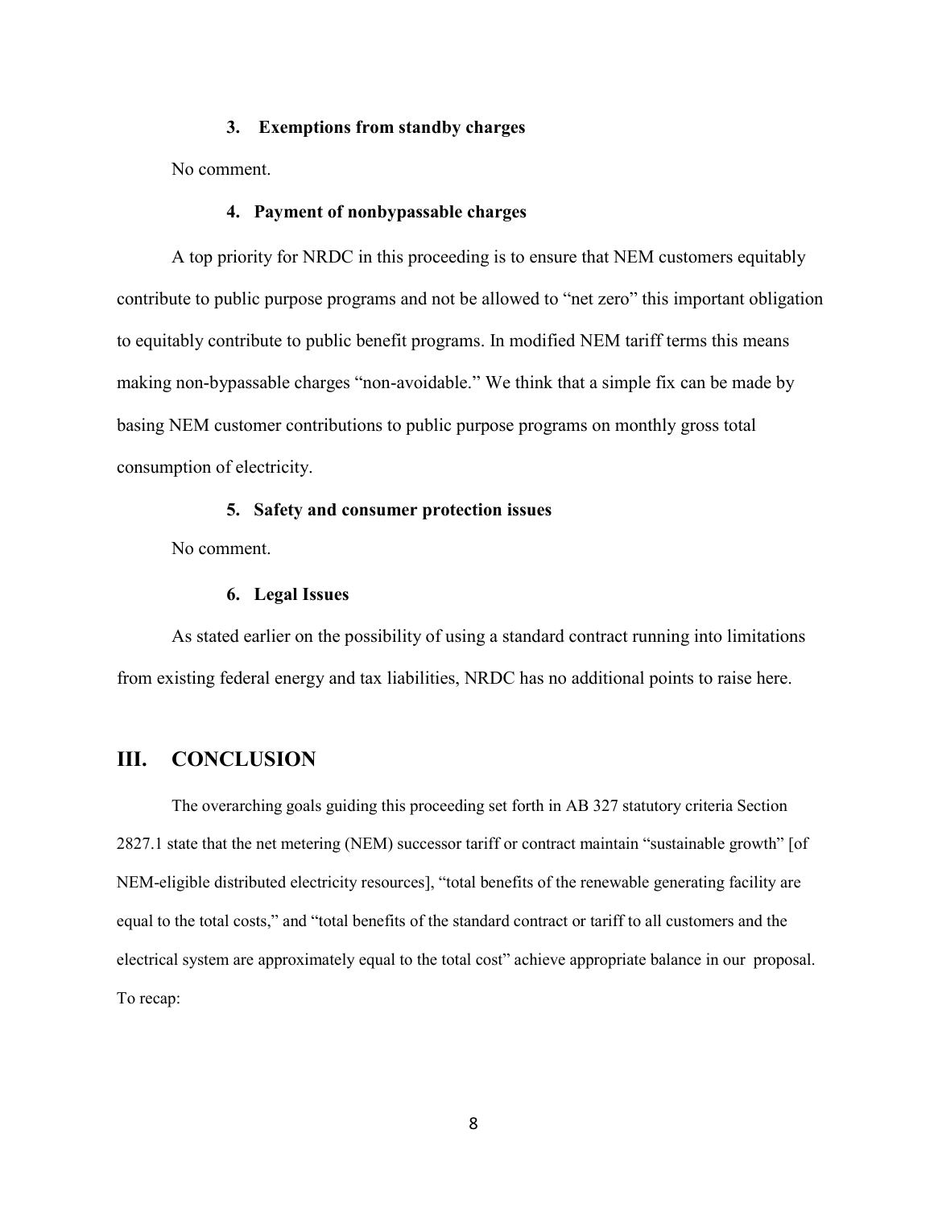### 3. Exemptions from standby charges

No comment.

### 4. Payment of nonbypassable charges

A top priority for NRDC in this proceeding is to ensure that NEM customers equitably contribute to public purpose programs and not be allowed to "net zero" this important obligation to equitably contribute to public benefit programs. In modified NEM tariff terms this means making non-bypassable charges "non-avoidable." We think that a simple fix can be made by basing NEM customer contributions to public purpose programs on monthly gross total consumption of electricity.

### 5. Safety and consumer protection issues

No comment.

### 6. Legal Issues

As stated earlier on the possibility of using a standard contract running into limitations from existing federal energy and tax liabilities, NRDC has no additional points to raise here.

## III. CONCLUSION

The overarching goals guiding this proceeding set forth in AB 327 statutory criteria Section 2827.1 state that the net metering (NEM) successor tariff or contract maintain "sustainable growth" [of NEM-eligible distributed electricity resources], "total benefits of the renewable generating facility are equal to the total costs," and "total benefits of the standard contract or tariff to all customers and the electrical system are approximately equal to the total cost" achieve appropriate balance in our proposal. To recap: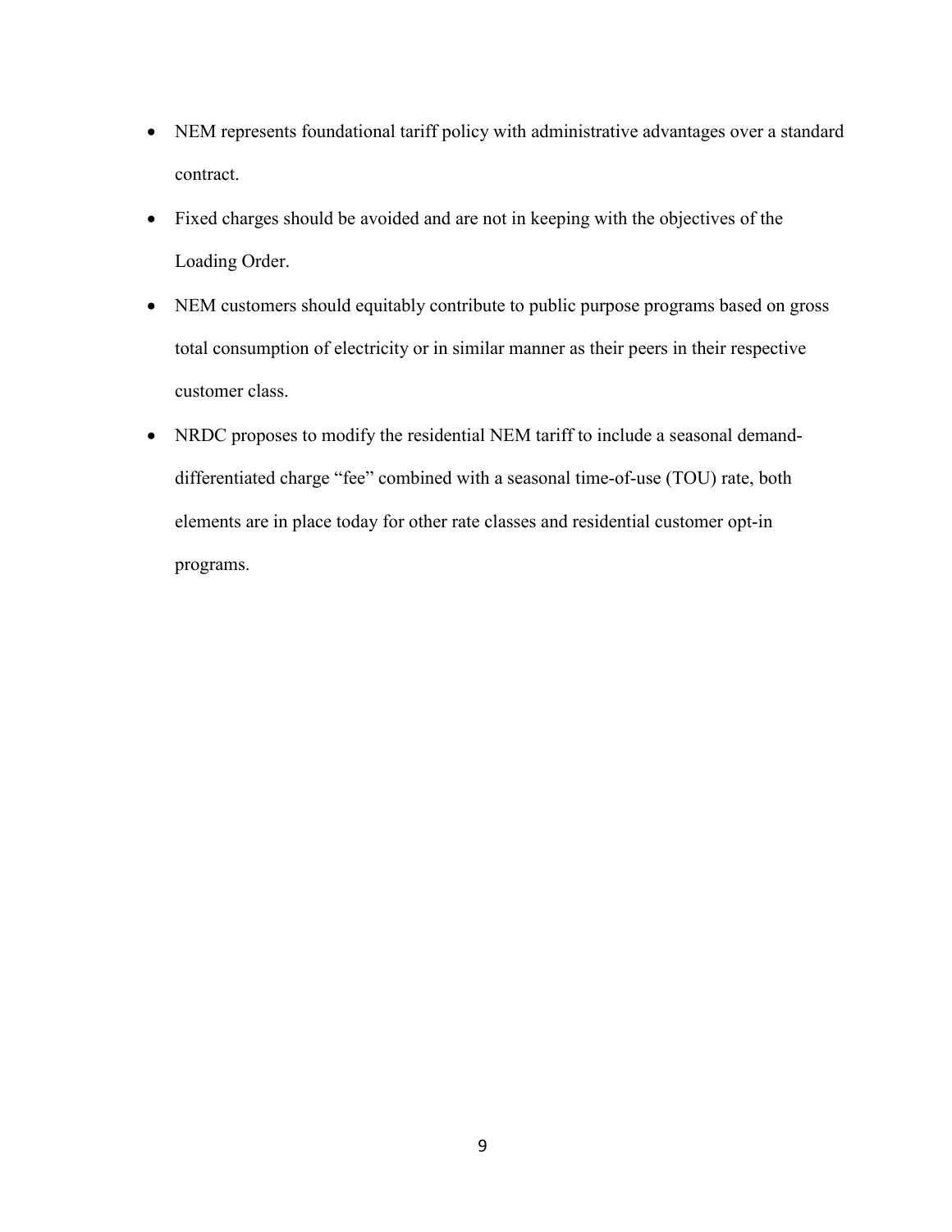- NEM represents foundational tariff policy with administrative advantages over a standard contract.
- Fixed charges should be avoided and are not in keeping with the objectives of the Loading Order.
- NEM customers should equitably contribute to public purpose programs based on gross total consumption of electricity or in similar manner as their peers in their respective customer class.
- NRDC proposes to modify the residential NEM tariff to include a seasonal demand-differentiated charge "fee" combined with a seasonal time-of-use (TOU) rate, both elements are in place today for other rate classes and residential customer opt-in programs.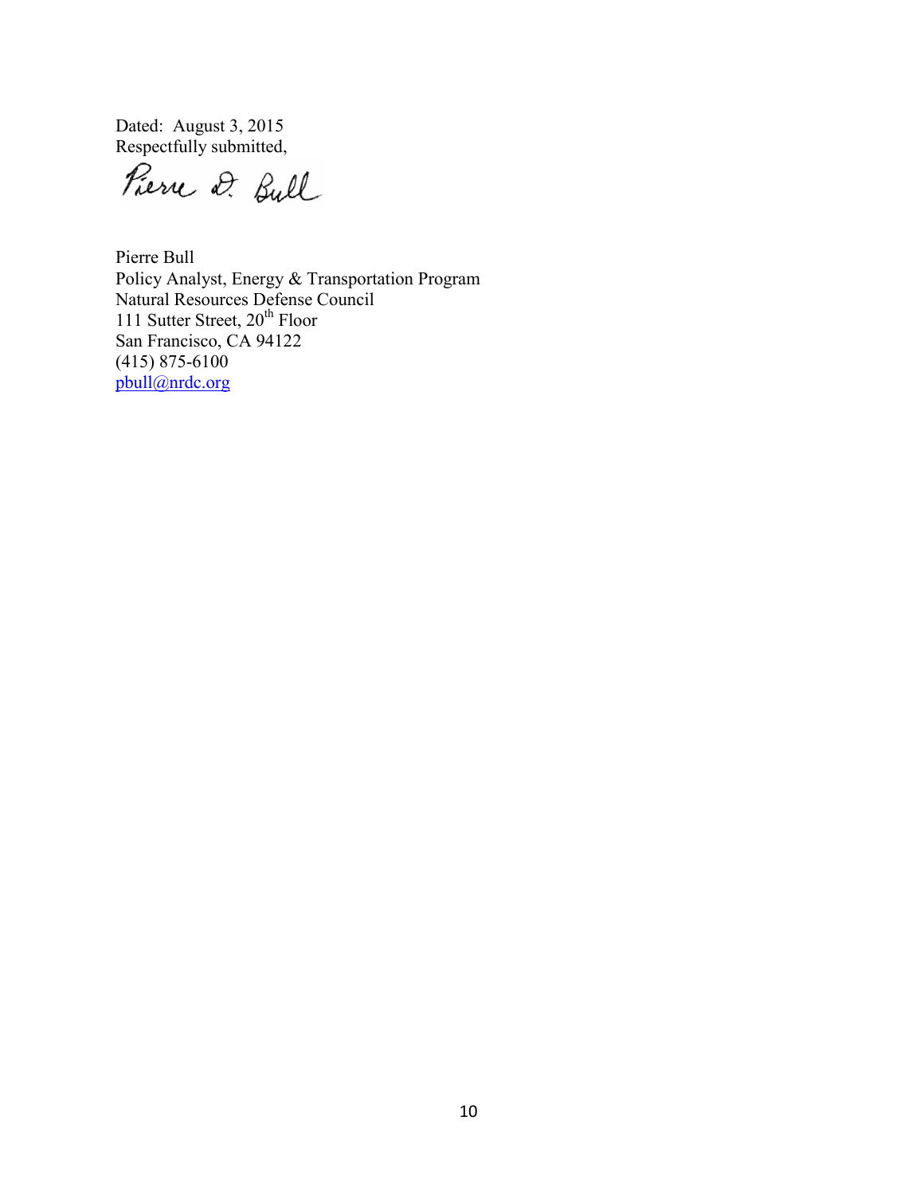Dated: August 3, 2015
Respectfully submitted,

Pierre D. Bull

Pierre Bull
Policy Analyst, Energy & Transportation Program
Natural Resources Defense Council
111 Sutter Street, 20th Floor
San Francisco, CA 94122
(415) 875-6100
pbull@nrdc.org